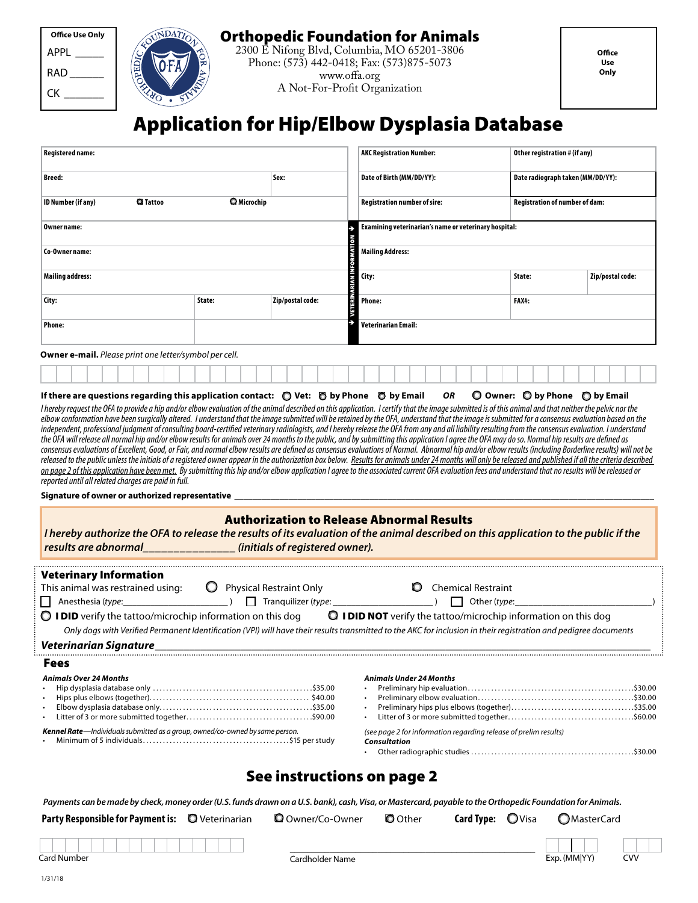| Office Use Only |
|---|
| APPL _____ |
| RAD ______ |
| CK _______ |

# Orthopedic Foundation for Animals

2300 E Nifong Blvd, Columbia, MO 65201-3806
Phone: (573) 442-0418; Fax: (573)875-5073
www.offa.org
A Not-For-Profit Organization

Office Use Only

# Application for Hip/Elbow Dysplasia Database

| Registered name: | | | AKC Registration Number: | Other registration # (if any) | |
|---|---|---|---|---|---|
| Breed: | | Sex: | Date of Birth (MM/DD/YY): | Date radiograph taken (MM/DD/YY): | |
| ID Number (if any) ◯ Tattoo ◯ Microchip | | | Registration number of sire: | Registration of number of dam: | |
| Owner name: | | | **VETERINARIAN INFORMATION** Examining veterinarian's name or veterinary hospital: | | |
| Co-Owner name: | | | Mailing Address: | | |
| Mailing address: | | | City: | State: | Zip/postal code: |
| City: | State: | Zip/postal code: | Phone: | FAX#: | |
| Phone: | | | Veterinarian Email: | | |

**Owner e-mail.** *Please print one letter/symbol per cell.*

**If there are questions regarding this application contact:** ◯ **Vet:** ◯ **by Phone** ◯ **by Email** ***OR*** ◯ **Owner:** ◯ **by Phone** ◯ **by Email**

*I hereby request the OFA to provide a hip and/or elbow evaluation of the animal described on this application. I certify that the image submitted is of this animal and that neither the pelvic nor the elbow conformation have been surgically altered. I understand that the image submitted will be retained by the OFA, understand that the image is submitted for a consensus evaluation based on the independent, professional judgment of consulting board-certified veterinary radiologists, and I hereby release the OFA from any and all liability resulting from the consensus evaluation. I understand the OFA will release all normal hip and/or elbow results for animals over 24 months to the public, and by submitting this application I agree the OFA may do so. Normal hip results are defined as consensus evaluations of Excellent, Good, or Fair, and normal elbow results are defined as consensus evaluations of Normal. Abnormal hip and/or elbow results (including Borderline results) will not be released to the public unless the initials of a registered owner appear in the authorization box below. Results for animals under 24 months will only be released and published if all the criteria described on page 2 of this application have been met. By submitting this hip and/or elbow application I agree to the associated current OFA evaluation fees and understand that no results will be released or reported until all related charges are paid in full.*

**Signature of owner or authorized representative** ______________________________________________

## Authorization to Release Abnormal Results

***I hereby authorize the OFA to release the results of its evaluation of the animal described on this application to the public if the results are abnormal_______________ (initials of registered owner).***

## Veterinary Information

This animal was restrained using: ◯ Physical Restraint Only ◯ Chemical Restraint

☐ Anesthesia (*type*:_____________________) ☐ Tranquilizer (*type*: ___________________) ☐ Other (*type*:__________________________)

◯ **I DID** verify the tattoo/microchip information on this dog ◯ **I DID NOT** verify the tattoo/microchip information on this dog

*Only dogs with Verified Permanent Identification (VPI) will have their results transmitted to the AKC for inclusion in their registration and pedigree documents*

***Veterinarian Signature***______________________________________________

## Fees

***Animals Over 24 Months***

- Hip dysplasia database only ....................$35.00
- Hips plus elbows (together)....................$40.00
- Elbow dysplasia database only....................$35.00
- Litter of 3 or more submitted together....................$90.00

***Kennel Rate****—Individuals submitted as a group, owned/co-owned by same person.*

- Minimum of 5 individuals....................$15 per study

***Animals Under 24 Months***

- Preliminary hip evaluation....................$30.00
- Preliminary elbow evaluation....................$30.00
- Preliminary hips plus elbows (together)....................$35.00
- Litter of 3 or more submitted together....................$60.00

*(see page 2 for information regarding release of prelim results)*

***Consultation***

- Other radiographic studies ....................$30.00

## See instructions on page 2

***Payments can be made by check, money order (U.S. funds drawn on a U.S. bank), cash, Visa, or Mastercard, payable to the Orthopedic Foundation for Animals.***

**Party Responsible for Payment is:** ◯ Veterinarian ◯ Owner/Co-Owner ◯ Other **Card Type:** ◯ Visa ◯ MasterCard

Card Number ____________ Cardholder Name ____________ Exp. (MM|YY) ____ CVV ____

1/31/18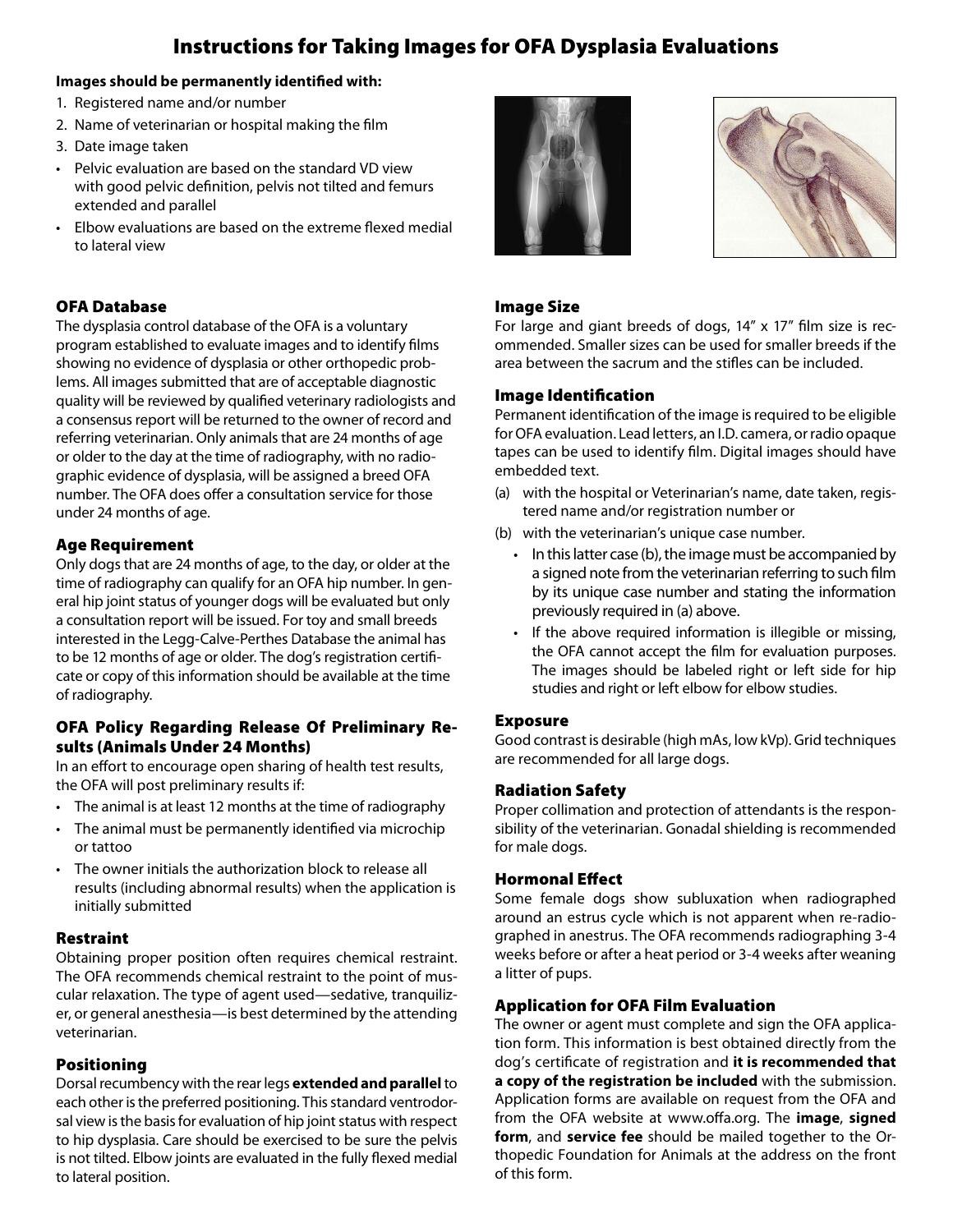# Instructions for Taking Images for OFA Dysplasia Evaluations

**Images should be permanently identified with:**

1. Registered name and/or number
2. Name of veterinarian or hospital making the film
3. Date image taken

- Pelvic evaluation are based on the standard VD view with good pelvic definition, pelvis not tilted and femurs extended and parallel
- Elbow evaluations are based on the extreme flexed medial to lateral view

## OFA Database

The dysplasia control database of the OFA is a voluntary program established to evaluate images and to identify films showing no evidence of dysplasia or other orthopedic problems. All images submitted that are of acceptable diagnostic quality will be reviewed by qualified veterinary radiologists and a consensus report will be returned to the owner of record and referring veterinarian. Only animals that are 24 months of age or older to the day at the time of radiography, with no radiographic evidence of dysplasia, will be assigned a breed OFA number. The OFA does offer a consultation service for those under 24 months of age.

## Age Requirement

Only dogs that are 24 months of age, to the day, or older at the time of radiography can qualify for an OFA hip number. In general hip joint status of younger dogs will be evaluated but only a consultation report will be issued. For toy and small breeds interested in the Legg-Calve-Perthes Database the animal has to be 12 months of age or older. The dog's registration certificate or copy of this information should be available at the time of radiography.

## OFA Policy Regarding Release Of Preliminary Results (Animals Under 24 Months)

In an effort to encourage open sharing of health test results, the OFA will post preliminary results if:

- The animal is at least 12 months at the time of radiography
- The animal must be permanently identified via microchip or tattoo
- The owner initials the authorization block to release all results (including abnormal results) when the application is initially submitted

## Restraint

Obtaining proper position often requires chemical restraint. The OFA recommends chemical restraint to the point of muscular relaxation. The type of agent used—sedative, tranquilizer, or general anesthesia—is best determined by the attending veterinarian.

## Positioning

Dorsal recumbency with the rear legs **extended and parallel** to each other is the preferred positioning. This standard ventrodorsal view is the basis for evaluation of hip joint status with respect to hip dysplasia. Care should be exercised to be sure the pelvis is not tilted. Elbow joints are evaluated in the fully flexed medial to lateral position.

## Image Size

For large and giant breeds of dogs, 14″ x 17″ film size is recommended. Smaller sizes can be used for smaller breeds if the area between the sacrum and the stifles can be included.

## Image Identification

Permanent identification of the image is required to be eligible for OFA evaluation. Lead letters, an I.D. camera, or radio opaque tapes can be used to identify film. Digital images should have embedded text.

(a) with the hospital or Veterinarian's name, date taken, registered name and/or registration number or

(b) with the veterinarian's unique case number.

- In this latter case (b), the image must be accompanied by a signed note from the veterinarian referring to such film by its unique case number and stating the information previously required in (a) above.
- If the above required information is illegible or missing, the OFA cannot accept the film for evaluation purposes. The images should be labeled right or left side for hip studies and right or left elbow for elbow studies.

## Exposure

Good contrast is desirable (high mAs, low kVp). Grid techniques are recommended for all large dogs.

## Radiation Safety

Proper collimation and protection of attendants is the responsibility of the veterinarian. Gonadal shielding is recommended for male dogs.

## Hormonal Effect

Some female dogs show subluxation when radiographed around an estrus cycle which is not apparent when re-radiographed in anestrus. The OFA recommends radiographing 3-4 weeks before or after a heat period or 3-4 weeks after weaning a litter of pups.

## Application for OFA Film Evaluation

The owner or agent must complete and sign the OFA application form. This information is best obtained directly from the dog's certificate of registration and **it is recommended that a copy of the registration be included** with the submission. Application forms are available on request from the OFA and from the OFA website at www.offa.org. The **image**, **signed form**, and **service fee** should be mailed together to the Orthopedic Foundation for Animals at the address on the front of this form.